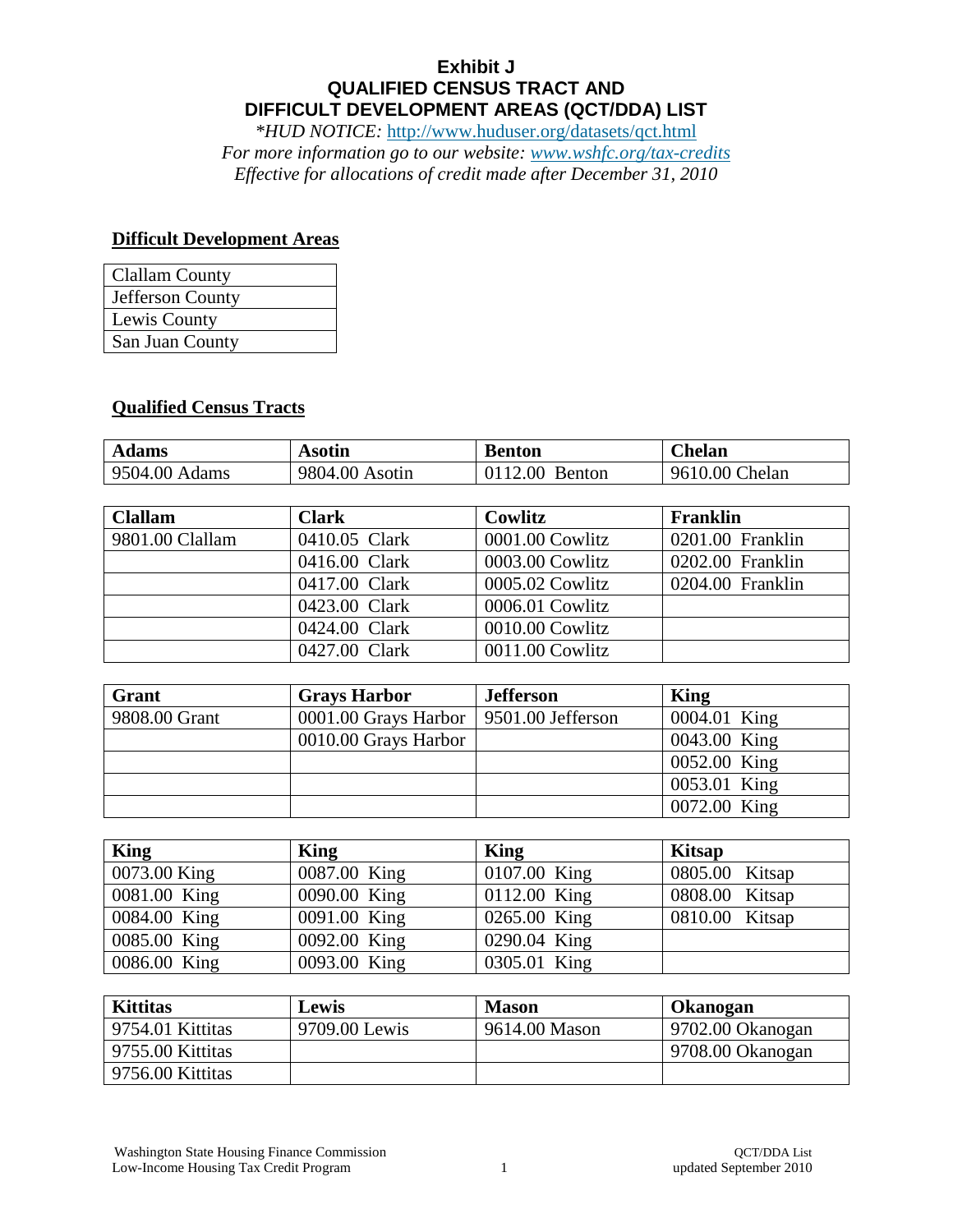# Exhibit J
# QUALIFIED CENSUS TRACT AND DIFFICULT DEVELOPMENT AREAS (QCT/DDA) LIST

*\*HUD NOTICE:* http://www.huduser.org/datasets/qct.html
*For more information go to our website: www.wshfc.org/tax-credits*
*Effective for allocations of credit made after December 31, 2010*

## Difficult Development Areas

| Clallam County |
|---|
| Jefferson County |
| Lewis County |
| San Juan County |

## Qualified Census Tracts

| Adams | Asotin | Benton | Chelan |
|---|---|---|---|
| 9504.00 Adams | 9804.00 Asotin | 0112.00 Benton | 9610.00 Chelan |

| Clallam | Clark | Cowlitz | Franklin |
|---|---|---|---|
| 9801.00 Clallam | 0410.05 Clark | 0001.00 Cowlitz | 0201.00 Franklin |
| | 0416.00 Clark | 0003.00 Cowlitz | 0202.00 Franklin |
| | 0417.00 Clark | 0005.02 Cowlitz | 0204.00 Franklin |
| | 0423.00 Clark | 0006.01 Cowlitz | |
| | 0424.00 Clark | 0010.00 Cowlitz | |
| | 0427.00 Clark | 0011.00 Cowlitz | |

| Grant | Grays Harbor | Jefferson | King |
|---|---|---|---|
| 9808.00 Grant | 0001.00 Grays Harbor | 9501.00 Jefferson | 0004.01 King |
| | 0010.00 Grays Harbor | | 0043.00 King |
| | | | 0052.00 King |
| | | | 0053.01 King |
| | | | 0072.00 King |

| King | King | King | Kitsap |
|---|---|---|---|
| 0073.00 King | 0087.00 King | 0107.00 King | 0805.00 Kitsap |
| 0081.00 King | 0090.00 King | 0112.00 King | 0808.00 Kitsap |
| 0084.00 King | 0091.00 King | 0265.00 King | 0810.00 Kitsap |
| 0085.00 King | 0092.00 King | 0290.04 King | |
| 0086.00 King | 0093.00 King | 0305.01 King | |

| Kittitas | Lewis | Mason | Okanogan |
|---|---|---|---|
| 9754.01 Kittitas | 9709.00 Lewis | 9614.00 Mason | 9702.00 Okanogan |
| 9755.00 Kittitas | | | 9708.00 Okanogan |
| 9756.00 Kittitas | | | |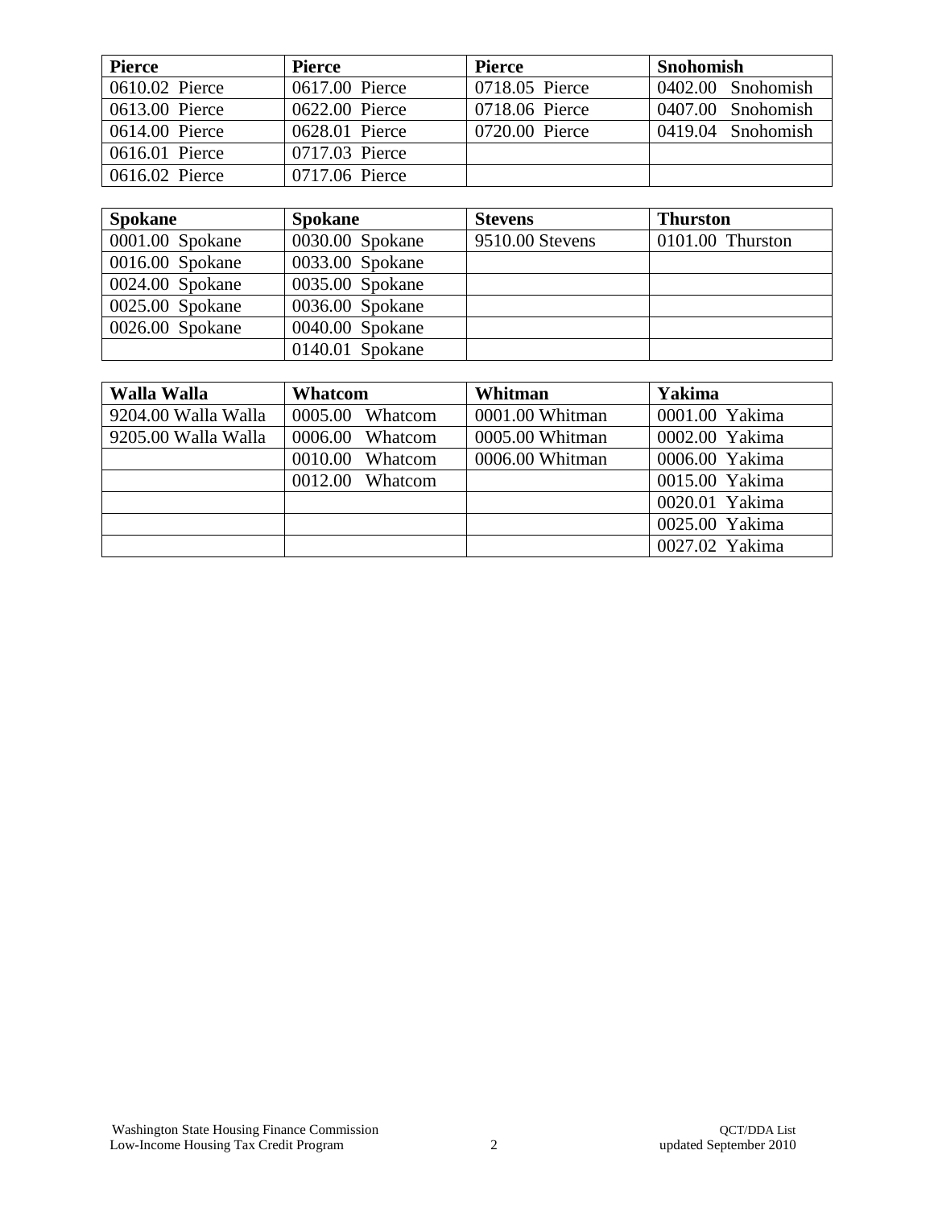| Pierce | Pierce | Pierce | Snohomish |
| --- | --- | --- | --- |
| 0610.02 Pierce | 0617.00 Pierce | 0718.05 Pierce | 0402.00 Snohomish |
| 0613.00 Pierce | 0622.00 Pierce | 0718.06 Pierce | 0407.00 Snohomish |
| 0614.00 Pierce | 0628.01 Pierce | 0720.00 Pierce | 0419.04 Snohomish |
| 0616.01 Pierce | 0717.03 Pierce | | |
| 0616.02 Pierce | 0717.06 Pierce | | |

| Spokane | Spokane | Stevens | Thurston |
| --- | --- | --- | --- |
| 0001.00 Spokane | 0030.00 Spokane | 9510.00 Stevens | 0101.00 Thurston |
| 0016.00 Spokane | 0033.00 Spokane | | |
| 0024.00 Spokane | 0035.00 Spokane | | |
| 0025.00 Spokane | 0036.00 Spokane | | |
| 0026.00 Spokane | 0040.00 Spokane | | |
| | 0140.01 Spokane | | |

| Walla Walla | Whatcom | Whitman | Yakima |
| --- | --- | --- | --- |
| 9204.00 Walla Walla | 0005.00 Whatcom | 0001.00 Whitman | 0001.00 Yakima |
| 9205.00 Walla Walla | 0006.00 Whatcom | 0005.00 Whitman | 0002.00 Yakima |
| | 0010.00 Whatcom | 0006.00 Whitman | 0006.00 Yakima |
| | 0012.00 Whatcom | | 0015.00 Yakima |
| | | | 0020.01 Yakima |
| | | | 0025.00 Yakima |
| | | | 0027.02 Yakima |